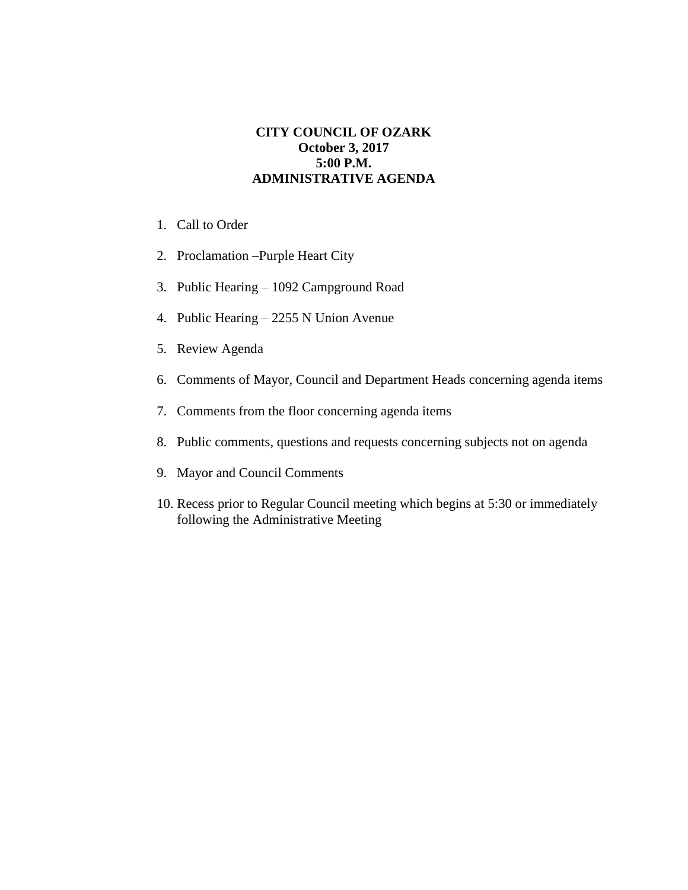**CITY COUNCIL OF OZARK**
**October 3, 2017**
**5:00 P.M.**
**ADMINISTRATIVE AGENDA**

1. Call to Order
2. Proclamation –Purple Heart City
3. Public Hearing – 1092 Campground Road
4. Public Hearing – 2255 N Union Avenue
5. Review Agenda
6. Comments of Mayor, Council and Department Heads concerning agenda items
7. Comments from the floor concerning agenda items
8. Public comments, questions and requests concerning subjects not on agenda
9. Mayor and Council Comments
10. Recess prior to Regular Council meeting which begins at 5:30 or immediately following the Administrative Meeting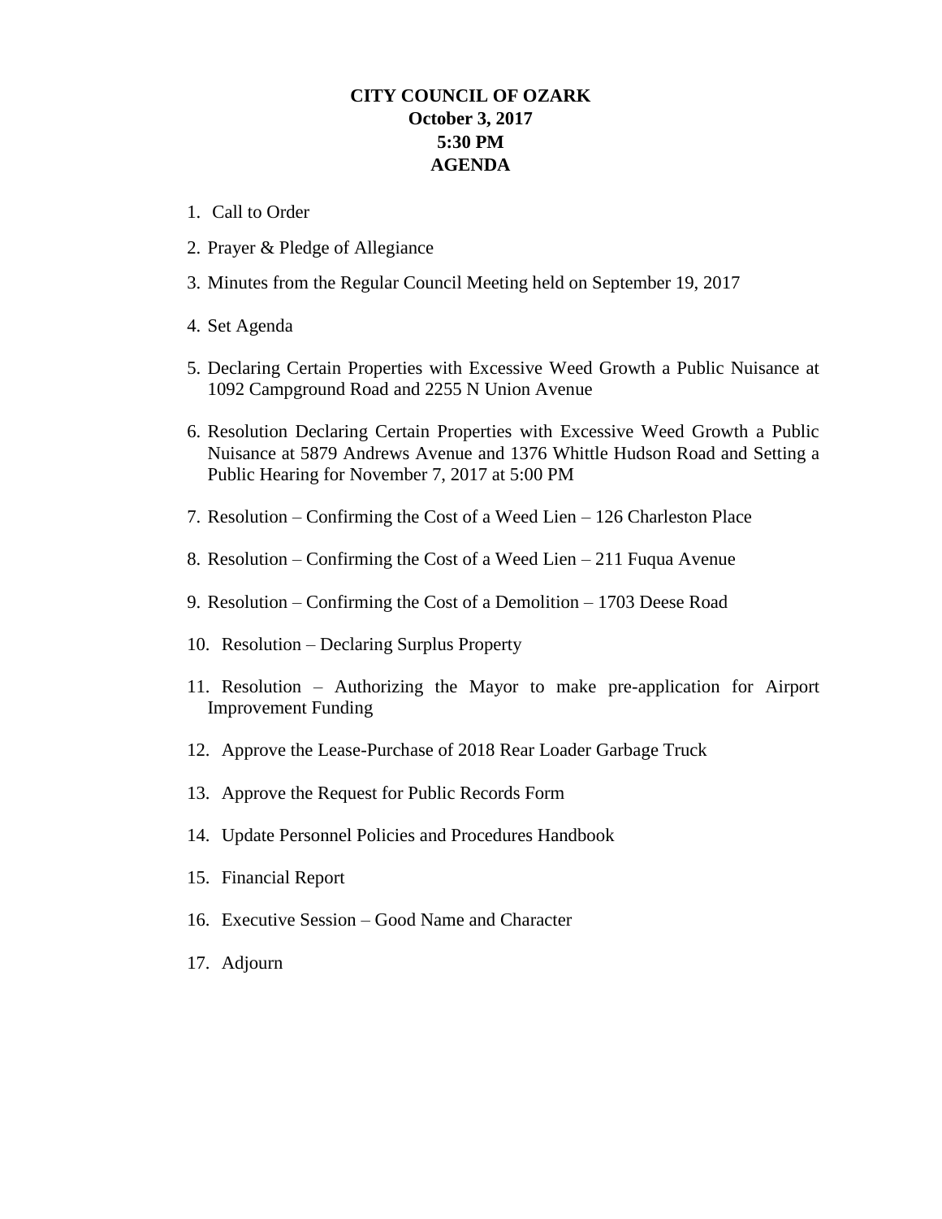**CITY COUNCIL OF OZARK**
**October 3, 2017**
**5:30 PM**
**AGENDA**

1. Call to Order
2. Prayer & Pledge of Allegiance
3. Minutes from the Regular Council Meeting held on September 19, 2017
4. Set Agenda
5. Declaring Certain Properties with Excessive Weed Growth a Public Nuisance at 1092 Campground Road and 2255 N Union Avenue
6. Resolution Declaring Certain Properties with Excessive Weed Growth a Public Nuisance at 5879 Andrews Avenue and 1376 Whittle Hudson Road and Setting a Public Hearing for November 7, 2017 at 5:00 PM
7. Resolution – Confirming the Cost of a Weed Lien – 126 Charleston Place
8. Resolution – Confirming the Cost of a Weed Lien – 211 Fuqua Avenue
9. Resolution – Confirming the Cost of a Demolition – 1703 Deese Road
10. Resolution – Declaring Surplus Property
11. Resolution – Authorizing the Mayor to make pre-application for Airport Improvement Funding
12. Approve the Lease-Purchase of 2018 Rear Loader Garbage Truck
13. Approve the Request for Public Records Form
14. Update Personnel Policies and Procedures Handbook
15. Financial Report
16. Executive Session – Good Name and Character
17. Adjourn